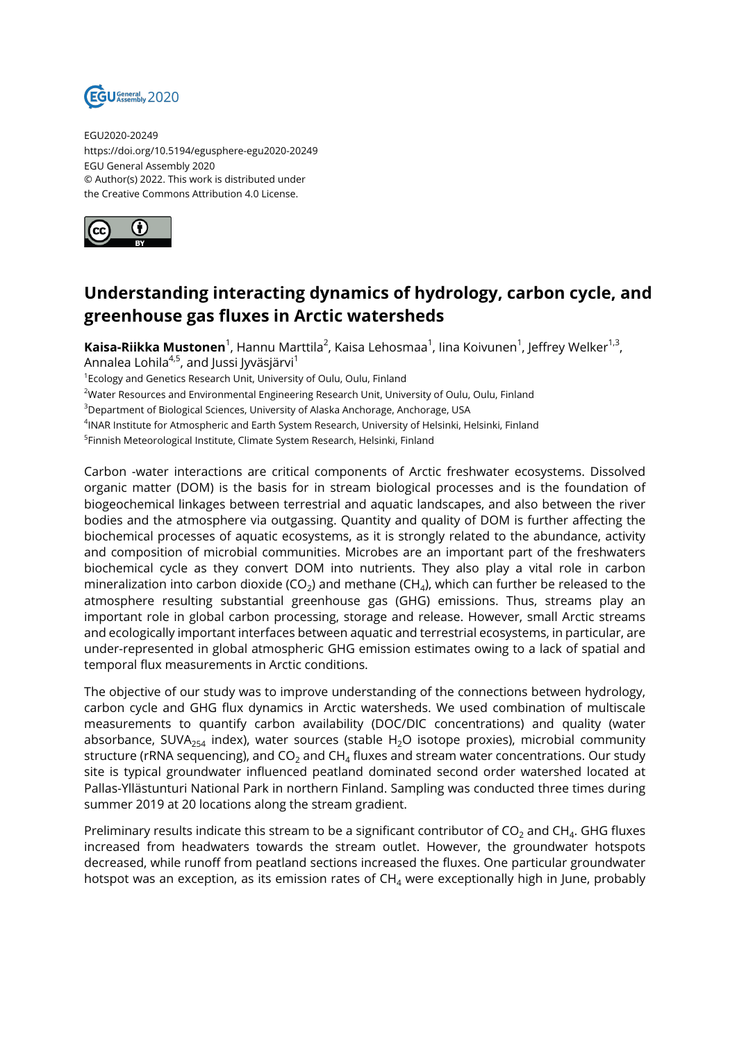EGU2020-20249
https://doi.org/10.5194/egusphere-egu2020-20249
EGU General Assembly 2020
© Author(s) 2022. This work is distributed under
the Creative Commons Attribution 4.0 License.

# Understanding interacting dynamics of hydrology, carbon cycle, and greenhouse gas fluxes in Arctic watersheds

**Kaisa-Riikka Mustonen**[1], Hannu Marttila[2], Kaisa Lehosmaa[1], Iina Koivunen[1], Jeffrey Welker[1,3], Annalea Lohila[4,5], and Jussi Jyväsjärvi[1]

[1]Ecology and Genetics Research Unit, University of Oulu, Oulu, Finland
[2]Water Resources and Environmental Engineering Research Unit, University of Oulu, Oulu, Finland
[3]Department of Biological Sciences, University of Alaska Anchorage, Anchorage, USA
[4]INAR Institute for Atmospheric and Earth System Research, University of Helsinki, Helsinki, Finland
[5]Finnish Meteorological Institute, Climate System Research, Helsinki, Finland

Carbon -water interactions are critical components of Arctic freshwater ecosystems. Dissolved organic matter (DOM) is the basis for in stream biological processes and is the foundation of biogeochemical linkages between terrestrial and aquatic landscapes, and also between the river bodies and the atmosphere via outgassing. Quantity and quality of DOM is further affecting the biochemical processes of aquatic ecosystems, as it is strongly related to the abundance, activity and composition of microbial communities. Microbes are an important part of the freshwaters biochemical cycle as they convert DOM into nutrients. They also play a vital role in carbon mineralization into carbon dioxide ($CO_2$) and methane ($CH_4$), which can further be released to the atmosphere resulting substantial greenhouse gas (GHG) emissions. Thus, streams play an important role in global carbon processing, storage and release. However, small Arctic streams and ecologically important interfaces between aquatic and terrestrial ecosystems, in particular, are under-represented in global atmospheric GHG emission estimates owing to a lack of spatial and temporal flux measurements in Arctic conditions.

The objective of our study was to improve understanding of the connections between hydrology, carbon cycle and GHG flux dynamics in Arctic watersheds. We used combination of multiscale measurements to quantify carbon availability (DOC/DIC concentrations) and quality (water absorbance, $SUVA_{254}$ index), water sources (stable $H_2O$ isotope proxies), microbial community structure (rRNA sequencing), and $CO_2$ and $CH_4$ fluxes and stream water concentrations. Our study site is typical groundwater influenced peatland dominated second order watershed located at Pallas-Yllästunturi National Park in northern Finland. Sampling was conducted three times during summer 2019 at 20 locations along the stream gradient.

Preliminary results indicate this stream to be a significant contributor of $CO_2$ and $CH_4$. GHG fluxes increased from headwaters towards the stream outlet. However, the groundwater hotspots decreased, while runoff from peatland sections increased the fluxes. One particular groundwater hotspot was an exception, as its emission rates of $CH_4$ were exceptionally high in June, probably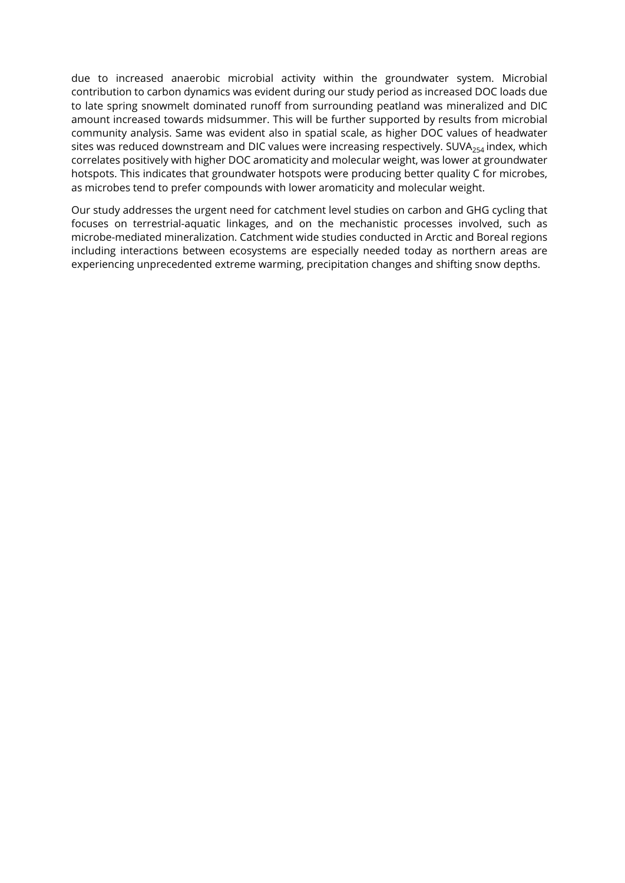due to increased anaerobic microbial activity within the groundwater system. Microbial contribution to carbon dynamics was evident during our study period as increased DOC loads due to late spring snowmelt dominated runoff from surrounding peatland was mineralized and DIC amount increased towards midsummer. This will be further supported by results from microbial community analysis. Same was evident also in spatial scale, as higher DOC values of headwater sites was reduced downstream and DIC values were increasing respectively. $SUVA_{254}$ index, which correlates positively with higher DOC aromaticity and molecular weight, was lower at groundwater hotspots. This indicates that groundwater hotspots were producing better quality C for microbes, as microbes tend to prefer compounds with lower aromaticity and molecular weight.

Our study addresses the urgent need for catchment level studies on carbon and GHG cycling that focuses on terrestrial-aquatic linkages, and on the mechanistic processes involved, such as microbe-mediated mineralization. Catchment wide studies conducted in Arctic and Boreal regions including interactions between ecosystems are especially needed today as northern areas are experiencing unprecedented extreme warming, precipitation changes and shifting snow depths.